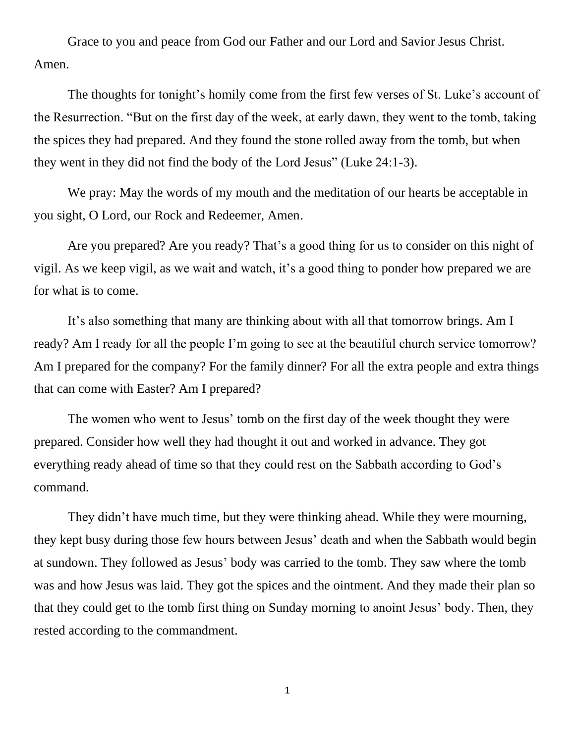Grace to you and peace from God our Father and our Lord and Savior Jesus Christ. Amen.

The thoughts for tonight's homily come from the first few verses of St. Luke's account of the Resurrection. "But on the first day of the week, at early dawn, they went to the tomb, taking the spices they had prepared. And they found the stone rolled away from the tomb, but when they went in they did not find the body of the Lord Jesus" (Luke 24:1-3).

We pray: May the words of my mouth and the meditation of our hearts be acceptable in you sight, O Lord, our Rock and Redeemer, Amen.

Are you prepared? Are you ready? That's a good thing for us to consider on this night of vigil. As we keep vigil, as we wait and watch, it's a good thing to ponder how prepared we are for what is to come.

It's also something that many are thinking about with all that tomorrow brings. Am I ready? Am I ready for all the people I'm going to see at the beautiful church service tomorrow? Am I prepared for the company? For the family dinner? For all the extra people and extra things that can come with Easter? Am I prepared?

The women who went to Jesus' tomb on the first day of the week thought they were prepared. Consider how well they had thought it out and worked in advance. They got everything ready ahead of time so that they could rest on the Sabbath according to God's command.

They didn't have much time, but they were thinking ahead. While they were mourning, they kept busy during those few hours between Jesus' death and when the Sabbath would begin at sundown. They followed as Jesus' body was carried to the tomb. They saw where the tomb was and how Jesus was laid. They got the spices and the ointment. And they made their plan so that they could get to the tomb first thing on Sunday morning to anoint Jesus' body. Then, they rested according to the commandment.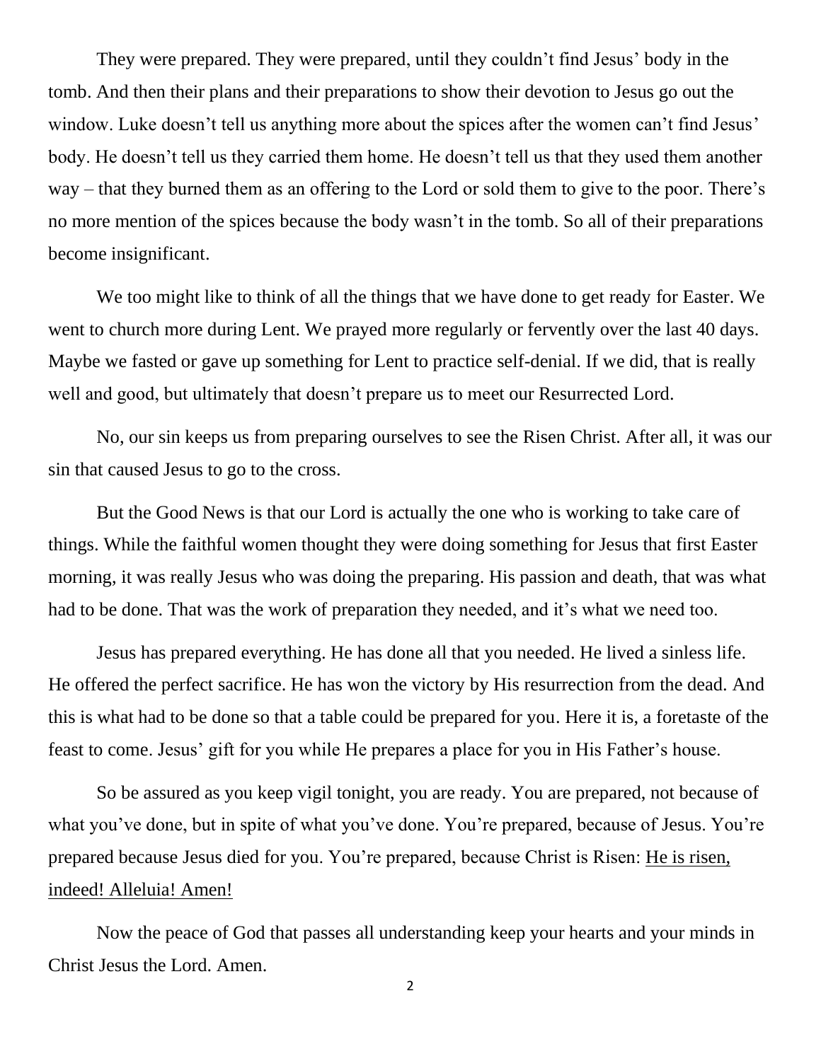They were prepared. They were prepared, until they couldn't find Jesus' body in the tomb. And then their plans and their preparations to show their devotion to Jesus go out the window. Luke doesn't tell us anything more about the spices after the women can't find Jesus' body. He doesn't tell us they carried them home. He doesn't tell us that they used them another way – that they burned them as an offering to the Lord or sold them to give to the poor. There's no more mention of the spices because the body wasn't in the tomb. So all of their preparations become insignificant.

We too might like to think of all the things that we have done to get ready for Easter. We went to church more during Lent. We prayed more regularly or fervently over the last 40 days. Maybe we fasted or gave up something for Lent to practice self-denial. If we did, that is really well and good, but ultimately that doesn't prepare us to meet our Resurrected Lord.

No, our sin keeps us from preparing ourselves to see the Risen Christ. After all, it was our sin that caused Jesus to go to the cross.

But the Good News is that our Lord is actually the one who is working to take care of things. While the faithful women thought they were doing something for Jesus that first Easter morning, it was really Jesus who was doing the preparing. His passion and death, that was what had to be done. That was the work of preparation they needed, and it's what we need too.

Jesus has prepared everything. He has done all that you needed. He lived a sinless life. He offered the perfect sacrifice. He has won the victory by His resurrection from the dead. And this is what had to be done so that a table could be prepared for you. Here it is, a foretaste of the feast to come. Jesus' gift for you while He prepares a place for you in His Father's house.

So be assured as you keep vigil tonight, you are ready. You are prepared, not because of what you've done, but in spite of what you've done. You're prepared, because of Jesus. You're prepared because Jesus died for you. You're prepared, because Christ is Risen: <u>He is risen, indeed! Alleluia! Amen!</u>

Now the peace of God that passes all understanding keep your hearts and your minds in Christ Jesus the Lord. Amen.